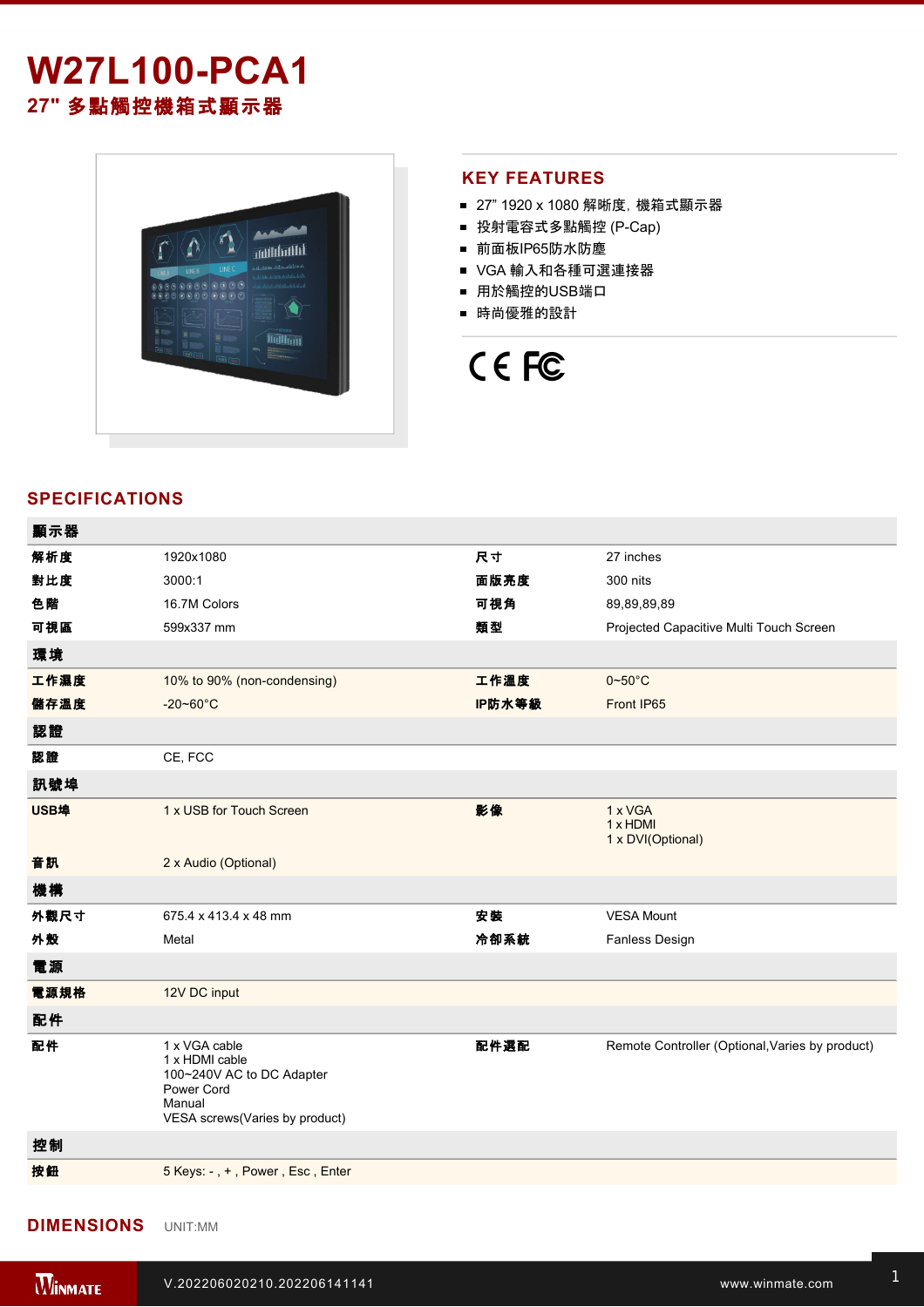# W27L100-PCA1

## 27" 多點觸控機箱式顯示器

## KEY FEATURES

- 27" 1920 x 1080 解晰度, 機箱式顯示器
- 投射電容式多點觸控 (P-Cap)
- 前面板IP65防水防塵
- VGA 輸入和各種可選連接器
- 用於觸控的USB端口
- 時尚優雅的設計

## SPECIFICATIONS

| 顯示器 | | | |
|---|---|---|---|
| 解析度 | 1920x1080 | 尺寸 | 27 inches |
| 對比度 | 3000:1 | 面版亮度 | 300 nits |
| 色階 | 16.7M Colors | 可視角 | 89,89,89,89 |
| 可視區 | 599x337 mm | 類型 | Projected Capacitive Multi Touch Screen |
| **環境** | | | |
| 工作濕度 | 10% to 90% (non-condensing) | 工作溫度 | 0~50°C |
| 儲存溫度 | -20~60°C | IP防水等級 | Front IP65 |
| **認證** | | | |
| 認證 | CE, FCC | | |
| **訊號埠** | | | |
| USB埠 | 1 x USB for Touch Screen | 影像 | 1 x VGA<br>1 x HDMI<br>1 x DVI(Optional) |
| 音訊 | 2 x Audio (Optional) | | |
| **機構** | | | |
| 外觀尺寸 | 675.4 x 413.4 x 48 mm | 安裝 | VESA Mount |
| 外殼 | Metal | 冷卻系統 | Fanless Design |
| **電源** | | | |
| 電源規格 | 12V DC input | | |
| **配件** | | | |
| 配件 | 1 x VGA cable<br>1 x HDMI cable<br>100~240V AC to DC Adapter<br>Power Cord<br>Manual<br>VESA screws(Varies by product) | 配件選配 | Remote Controller (Optional,Varies by product) |
| **控制** | | | |
| 按鈕 | 5 Keys: - , + , Power , Esc , Enter | | |

## DIMENSIONS

UNIT:MM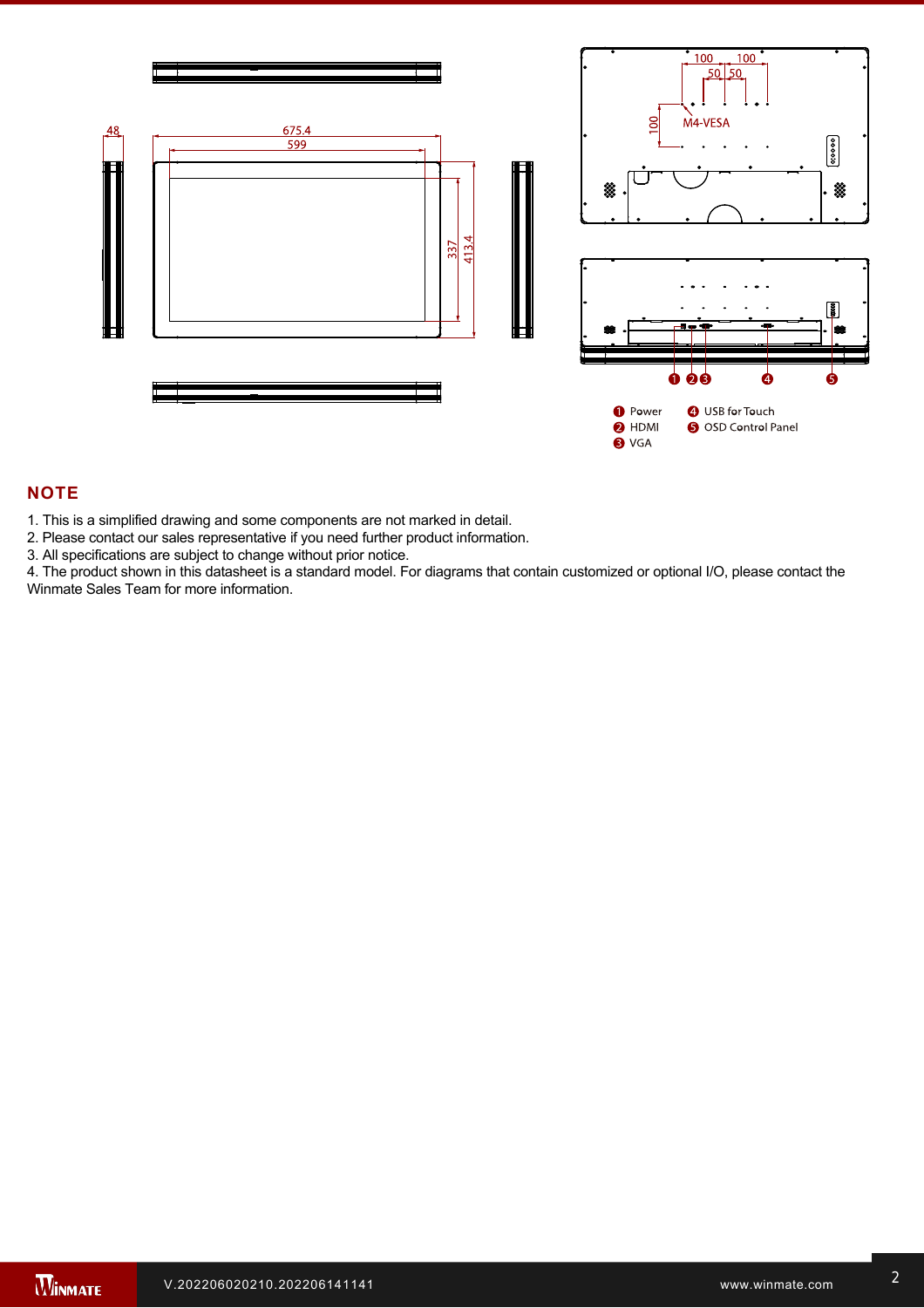48

675.4

599

337

413.4

100 100

50 50

100

M4-VESA

❶ Power
❷ HDMI
❸ VGA
❹ USB for Touch
❺ OSD Control Panel

## NOTE

1. This is a simplified drawing and some components are not marked in detail.
2. Please contact our sales representative if you need further product information.
3. All specifications are subject to change without prior notice.
4. The product shown in this datasheet is a standard model. For diagrams that contain customized or optional I/O, please contact the Winmate Sales Team for more information.